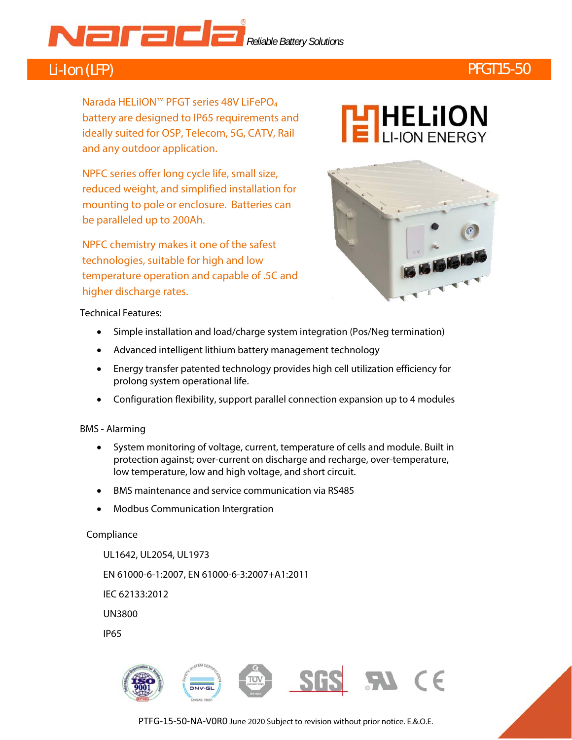Narada® *Reliable Battery Solutions*

# Li-Ion (LFP) PFGT15-50

Narada HELiION™ PFGT series 48V $LiFePO_4$ battery are designed to IP65 requirements and ideally suited for OSP, Telecom, 5G, CATV, Rail and any outdoor application.

NPFC series offer long cycle life, small size, reduced weight, and simplified installation for mounting to pole or enclosure. Batteries can be paralleled up to 200Ah.

NPFC chemistry makes it one of the safest technologies, suitable for high and low temperature operation and capable of .5C and higher discharge rates.

HELiION LI-ION ENERGY

Technical Features:

- Simple installation and load/charge system integration (Pos/Neg termination)
- Advanced intelligent lithium battery management technology
- Energy transfer patented technology provides high cell utilization efficiency for prolong system operational life.
- Configuration flexibility, support parallel connection expansion up to 4 modules

BMS - Alarming

- System monitoring of voltage, current, temperature of cells and module. Built in protection against; over-current on discharge and recharge, over-temperature, low temperature, low and high voltage, and short circuit.
- BMS maintenance and service communication via RS485
- Modbus Communication Intergration

Compliance

UL1642, UL2054, UL1973

EN 61000-6-1:2007, EN 61000-6-3:2007+A1:2011

IEC 62133:2012

UN3800

IP65

PTFG-15-50-NA-V0R0 June 2020 Subject to revision without prior notice. E.&.O.E.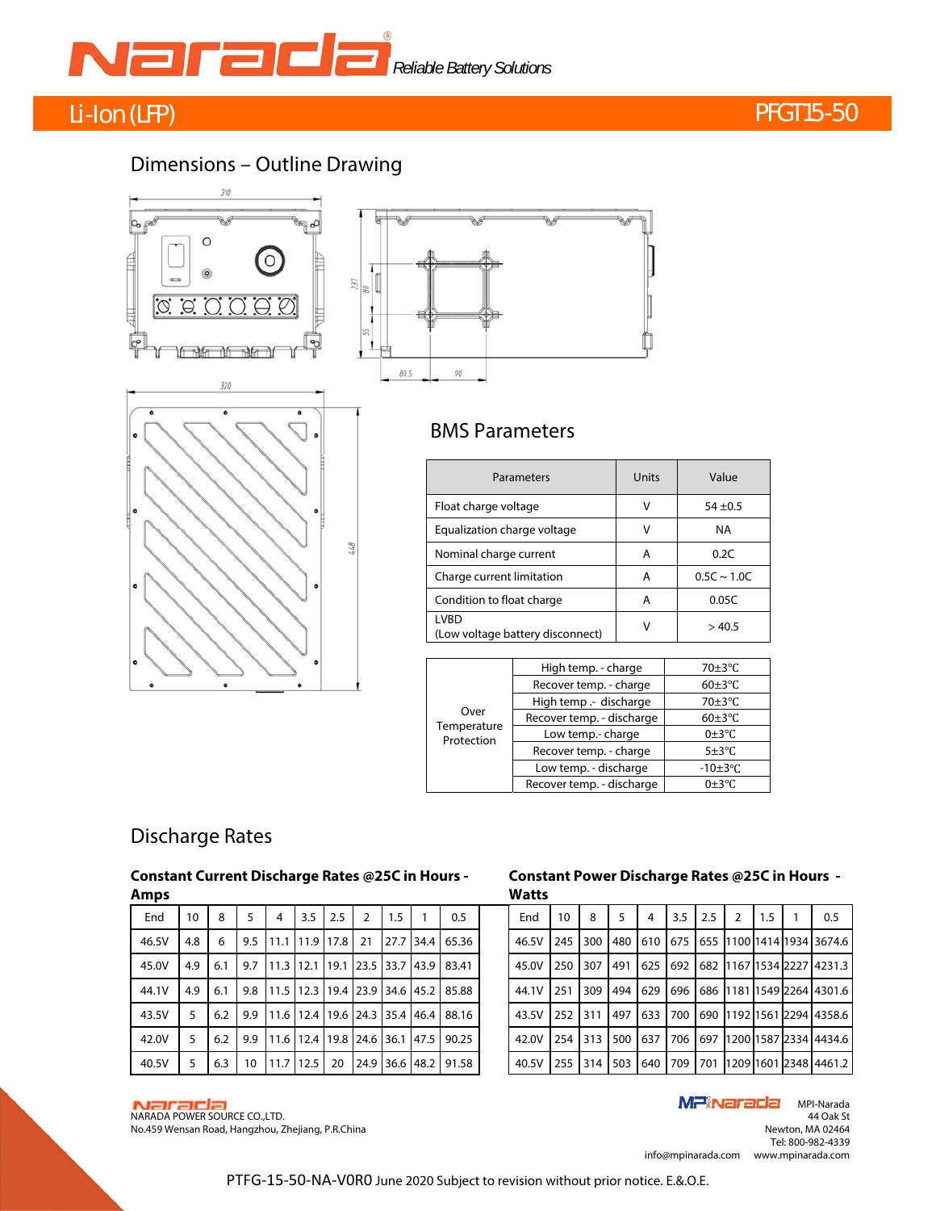# Narada *Reliable Battery Solutions*

## Li-Ion (LFP) PFGT15-50

## Dimensions – Outline Drawing

310

237

80

55

80.5

90

320

448

## BMS Parameters

| Parameters | Units | Value |
|---|---|---|
| Float charge voltage | V | 54 ±0.5 |
| Equalization charge voltage | V | NA |
| Nominal charge current | A | 0.2C |
| Charge current limitation | A | 0.5C ~ 1.0C |
| Condition to float charge | A | 0.05C |
| LVBD (Low voltage battery disconnect) | V | > 40.5 |

| | | |
|---|---|---|
| Over Temperature Protection | High temp. - charge | 70±3℃ |
| | Recover temp. - charge | 60±3℃ |
| | High temp .- discharge | 70±3℃ |
| | Recover temp. - discharge | 60±3℃ |
| | Low temp.- charge | 0±3℃ |
| | Recover temp. - charge | 5±3℃ |
| | Low temp. - discharge | -10±3℃ |
| | Recover temp. - discharge | 0±3℃ |

## Discharge Rates

**Constant Current Discharge Rates @25C in Hours - Amps**

| End | 10 | 8 | 5 | 4 | 3.5 | 2.5 | 2 | 1.5 | 1 | 0.5 |
|---|---|---|---|---|---|---|---|---|---|---|
| 46.5V | 4.8 | 6 | 9.5 | 11.1 | 11.9 | 17.8 | 21 | 27.7 | 34.4 | 65.36 |
| 45.0V | 4.9 | 6.1 | 9.7 | 11.3 | 12.1 | 19.1 | 23.5 | 33.7 | 43.9 | 83.41 |
| 44.1V | 4.9 | 6.1 | 9.8 | 11.5 | 12.3 | 19.4 | 23.9 | 34.6 | 45.2 | 85.88 |
| 43.5V | 5 | 6.2 | 9.9 | 11.6 | 12.4 | 19.6 | 24.3 | 35.4 | 46.4 | 88.16 |
| 42.0V | 5 | 6.2 | 9.9 | 11.6 | 12.4 | 19.8 | 24.6 | 36.1 | 47.5 | 90.25 |
| 40.5V | 5 | 6.3 | 10 | 11.7 | 12.5 | 20 | 24.9 | 36.6 | 48.2 | 91.58 |

**Constant Power Discharge Rates @25C in Hours - Watts**

| End | 10 | 8 | 5 | 4 | 3.5 | 2.5 | 2 | 1.5 | 1 | 0.5 |
|---|---|---|---|---|---|---|---|---|---|---|
| 46.5V | 245 | 300 | 480 | 610 | 675 | 655 | 1100 | 1414 | 1934 | 3674.6 |
| 45.0V | 250 | 307 | 491 | 625 | 692 | 682 | 1167 | 1534 | 2227 | 4231.3 |
| 44.1V | 251 | 309 | 494 | 629 | 696 | 686 | 1181 | 1549 | 2264 | 4301.6 |
| 43.5V | 252 | 311 | 497 | 633 | 700 | 690 | 1192 | 1561 | 2294 | 4358.6 |
| 42.0V | 254 | 313 | 500 | 637 | 706 | 697 | 1200 | 1587 | 2334 | 4434.6 |
| 40.5V | 255 | 314 | 503 | 640 | 709 | 701 | 1209 | 1601 | 2348 | 4461.2 |

Narada
NARADA POWER SOURCE CO.,LTD.
No.459 Wensan Road, Hangzhou, Zhejiang, P.R.China

MPI Narada
MPI-Narada
44 Oak St
Newton, MA 02464
Tel: 800-982-4339
info@mpinarada.com www.mpinarada.com

PTFG-15-50-NA-V0R0 June 2020 Subject to revision without prior notice. E.&.O.E.